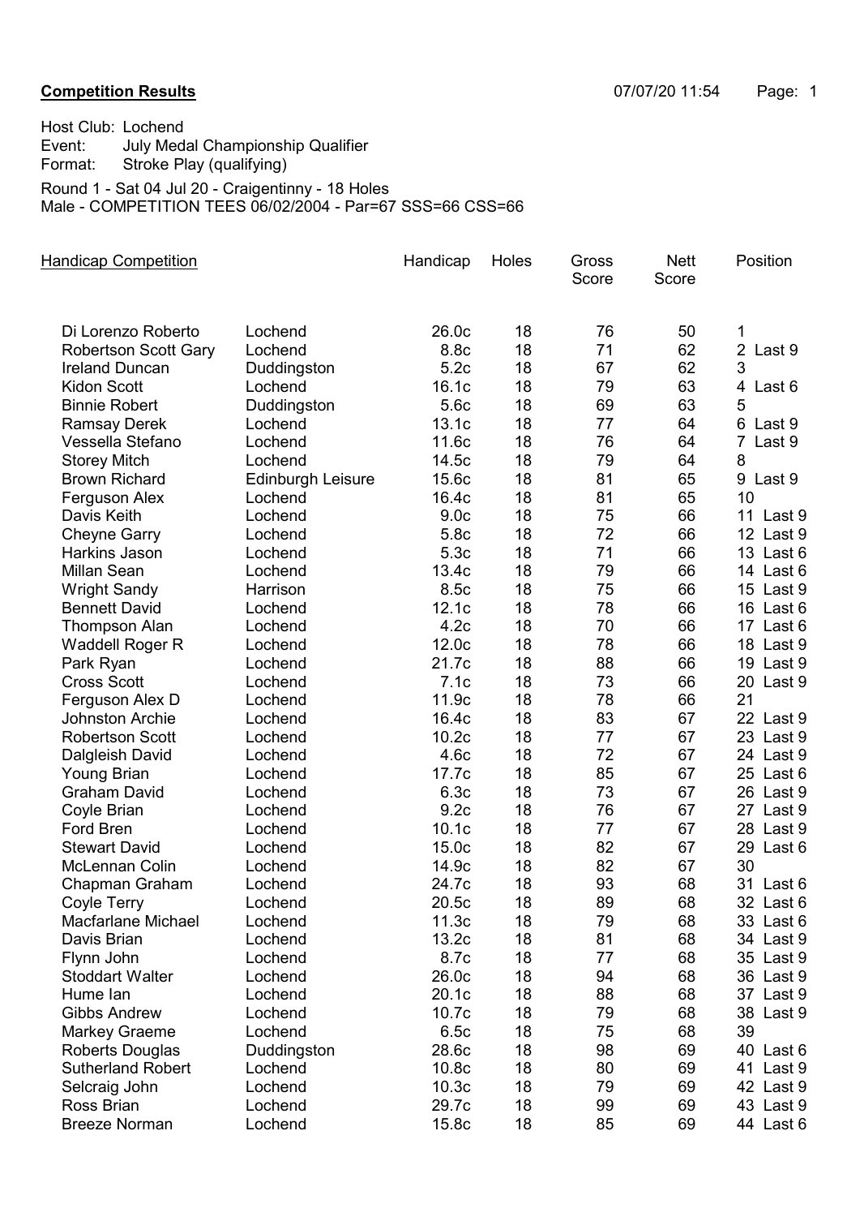**Competition Results** 07/07/20 11:54

Host Club: Lochend
Event: July Medal Championship Qualifier
Format: Stroke Play (qualifying)

Round 1 - Sat 04 Jul 20 - Craigentinny - 18 Holes
Male - COMPETITION TEES 06/02/2004 - Par=67 SSS=66 CSS=66

| Handicap Competition | | Handicap | Holes | Gross Score | Nett Score | Position |
|---|---|---|---|---|---|---|
| Di Lorenzo Roberto | Lochend | 26.0c | 18 | 76 | 50 | 1 |
| Robertson Scott Gary | Lochend | 8.8c | 18 | 71 | 62 | 2 Last 9 |
| Ireland Duncan | Duddingston | 5.2c | 18 | 67 | 62 | 3 |
| Kidon Scott | Lochend | 16.1c | 18 | 79 | 63 | 4 Last 6 |
| Binnie Robert | Duddingston | 5.6c | 18 | 69 | 63 | 5 |
| Ramsay Derek | Lochend | 13.1c | 18 | 77 | 64 | 6 Last 9 |
| Vessella Stefano | Lochend | 11.6c | 18 | 76 | 64 | 7 Last 9 |
| Storey Mitch | Lochend | 14.5c | 18 | 79 | 64 | 8 |
| Brown Richard | Edinburgh Leisure | 15.6c | 18 | 81 | 65 | 9 Last 9 |
| Ferguson Alex | Lochend | 16.4c | 18 | 81 | 65 | 10 |
| Davis Keith | Lochend | 9.0c | 18 | 75 | 66 | 11 Last 9 |
| Cheyne Garry | Lochend | 5.8c | 18 | 72 | 66 | 12 Last 9 |
| Harkins Jason | Lochend | 5.3c | 18 | 71 | 66 | 13 Last 6 |
| Millan Sean | Lochend | 13.4c | 18 | 79 | 66 | 14 Last 6 |
| Wright Sandy | Harrison | 8.5c | 18 | 75 | 66 | 15 Last 9 |
| Bennett David | Lochend | 12.1c | 18 | 78 | 66 | 16 Last 6 |
| Thompson Alan | Lochend | 4.2c | 18 | 70 | 66 | 17 Last 6 |
| Waddell Roger R | Lochend | 12.0c | 18 | 78 | 66 | 18 Last 9 |
| Park Ryan | Lochend | 21.7c | 18 | 88 | 66 | 19 Last 9 |
| Cross Scott | Lochend | 7.1c | 18 | 73 | 66 | 20 Last 9 |
| Ferguson Alex D | Lochend | 11.9c | 18 | 78 | 66 | 21 |
| Johnston Archie | Lochend | 16.4c | 18 | 83 | 67 | 22 Last 9 |
| Robertson Scott | Lochend | 10.2c | 18 | 77 | 67 | 23 Last 9 |
| Dalgleish David | Lochend | 4.6c | 18 | 72 | 67 | 24 Last 9 |
| Young Brian | Lochend | 17.7c | 18 | 85 | 67 | 25 Last 6 |
| Graham David | Lochend | 6.3c | 18 | 73 | 67 | 26 Last 9 |
| Coyle Brian | Lochend | 9.2c | 18 | 76 | 67 | 27 Last 9 |
| Ford Bren | Lochend | 10.1c | 18 | 77 | 67 | 28 Last 9 |
| Stewart David | Lochend | 15.0c | 18 | 82 | 67 | 29 Last 6 |
| McLennan Colin | Lochend | 14.9c | 18 | 82 | 67 | 30 |
| Chapman Graham | Lochend | 24.7c | 18 | 93 | 68 | 31 Last 6 |
| Coyle Terry | Lochend | 20.5c | 18 | 89 | 68 | 32 Last 6 |
| Macfarlane Michael | Lochend | 11.3c | 18 | 79 | 68 | 33 Last 6 |
| Davis Brian | Lochend | 13.2c | 18 | 81 | 68 | 34 Last 9 |
| Flynn John | Lochend | 8.7c | 18 | 77 | 68 | 35 Last 9 |
| Stoddart Walter | Lochend | 26.0c | 18 | 94 | 68 | 36 Last 9 |
| Hume Ian | Lochend | 20.1c | 18 | 88 | 68 | 37 Last 9 |
| Gibbs Andrew | Lochend | 10.7c | 18 | 79 | 68 | 38 Last 9 |
| Markey Graeme | Lochend | 6.5c | 18 | 75 | 68 | 39 |
| Roberts Douglas | Duddingston | 28.6c | 18 | 98 | 69 | 40 Last 6 |
| Sutherland Robert | Lochend | 10.8c | 18 | 80 | 69 | 41 Last 9 |
| Selcraig John | Lochend | 10.3c | 18 | 79 | 69 | 42 Last 9 |
| Ross Brian | Lochend | 29.7c | 18 | 99 | 69 | 43 Last 9 |
| Breeze Norman | Lochend | 15.8c | 18 | 85 | 69 | 44 Last 6 |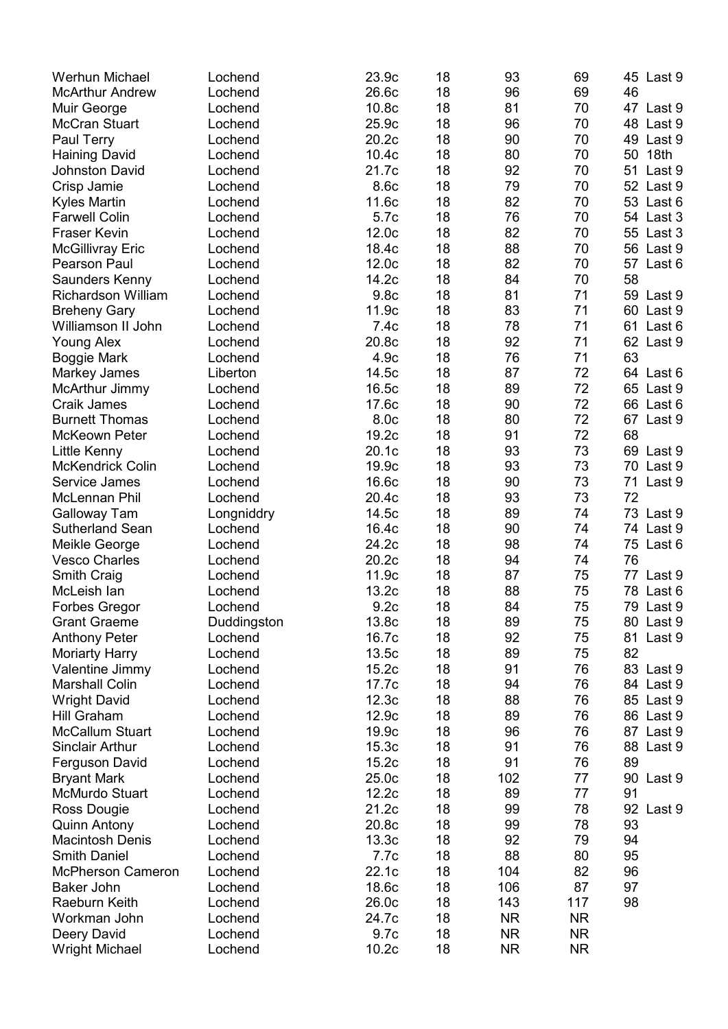| | | | | | | | |
|---|---|---|---|---|---|---|---|
| Werhun Michael | Lochend | 23.9c | 18 | 93 | 69 | 45 | Last 9 |
| McArthur Andrew | Lochend | 26.6c | 18 | 96 | 69 | 46 | |
| Muir George | Lochend | 10.8c | 18 | 81 | 70 | 47 | Last 9 |
| McCran Stuart | Lochend | 25.9c | 18 | 96 | 70 | 48 | Last 9 |
| Paul Terry | Lochend | 20.2c | 18 | 90 | 70 | 49 | Last 9 |
| Haining David | Lochend | 10.4c | 18 | 80 | 70 | 50 | 18th |
| Johnston David | Lochend | 21.7c | 18 | 92 | 70 | 51 | Last 9 |
| Crisp Jamie | Lochend | 8.6c | 18 | 79 | 70 | 52 | Last 9 |
| Kyles Martin | Lochend | 11.6c | 18 | 82 | 70 | 53 | Last 6 |
| Farwell Colin | Lochend | 5.7c | 18 | 76 | 70 | 54 | Last 3 |
| Fraser Kevin | Lochend | 12.0c | 18 | 82 | 70 | 55 | Last 3 |
| McGillivray Eric | Lochend | 18.4c | 18 | 88 | 70 | 56 | Last 9 |
| Pearson Paul | Lochend | 12.0c | 18 | 82 | 70 | 57 | Last 6 |
| Saunders Kenny | Lochend | 14.2c | 18 | 84 | 70 | 58 | |
| Richardson William | Lochend | 9.8c | 18 | 81 | 71 | 59 | Last 9 |
| Breheny Gary | Lochend | 11.9c | 18 | 83 | 71 | 60 | Last 9 |
| Williamson II John | Lochend | 7.4c | 18 | 78 | 71 | 61 | Last 6 |
| Young Alex | Lochend | 20.8c | 18 | 92 | 71 | 62 | Last 9 |
| Boggie Mark | Lochend | 4.9c | 18 | 76 | 71 | 63 | |
| Markey James | Liberton | 14.5c | 18 | 87 | 72 | 64 | Last 6 |
| McArthur Jimmy | Lochend | 16.5c | 18 | 89 | 72 | 65 | Last 9 |
| Craik James | Lochend | 17.6c | 18 | 90 | 72 | 66 | Last 6 |
| Burnett Thomas | Lochend | 8.0c | 18 | 80 | 72 | 67 | Last 9 |
| McKeown Peter | Lochend | 19.2c | 18 | 91 | 72 | 68 | |
| Little Kenny | Lochend | 20.1c | 18 | 93 | 73 | 69 | Last 9 |
| McKendrick Colin | Lochend | 19.9c | 18 | 93 | 73 | 70 | Last 9 |
| Service James | Lochend | 16.6c | 18 | 90 | 73 | 71 | Last 9 |
| McLennan Phil | Lochend | 20.4c | 18 | 93 | 73 | 72 | |
| Galloway Tam | Longniddry | 14.5c | 18 | 89 | 74 | 73 | Last 9 |
| Sutherland Sean | Lochend | 16.4c | 18 | 90 | 74 | 74 | Last 9 |
| Meikle George | Lochend | 24.2c | 18 | 98 | 74 | 75 | Last 6 |
| Vesco Charles | Lochend | 20.2c | 18 | 94 | 74 | 76 | |
| Smith Craig | Lochend | 11.9c | 18 | 87 | 75 | 77 | Last 9 |
| McLeish Ian | Lochend | 13.2c | 18 | 88 | 75 | 78 | Last 6 |
| Forbes Gregor | Lochend | 9.2c | 18 | 84 | 75 | 79 | Last 9 |
| Grant Graeme | Duddingston | 13.8c | 18 | 89 | 75 | 80 | Last 9 |
| Anthony Peter | Lochend | 16.7c | 18 | 92 | 75 | 81 | Last 9 |
| Moriarty Harry | Lochend | 13.5c | 18 | 89 | 75 | 82 | |
| Valentine Jimmy | Lochend | 15.2c | 18 | 91 | 76 | 83 | Last 9 |
| Marshall Colin | Lochend | 17.7c | 18 | 94 | 76 | 84 | Last 9 |
| Wright David | Lochend | 12.3c | 18 | 88 | 76 | 85 | Last 9 |
| Hill Graham | Lochend | 12.9c | 18 | 89 | 76 | 86 | Last 9 |
| McCallum Stuart | Lochend | 19.9c | 18 | 96 | 76 | 87 | Last 9 |
| Sinclair Arthur | Lochend | 15.3c | 18 | 91 | 76 | 88 | Last 9 |
| Ferguson David | Lochend | 15.2c | 18 | 91 | 76 | 89 | |
| Bryant Mark | Lochend | 25.0c | 18 | 102 | 77 | 90 | Last 9 |
| McMurdo Stuart | Lochend | 12.2c | 18 | 89 | 77 | 91 | |
| Ross Dougie | Lochend | 21.2c | 18 | 99 | 78 | 92 | Last 9 |
| Quinn Antony | Lochend | 20.8c | 18 | 99 | 78 | 93 | |
| Macintosh Denis | Lochend | 13.3c | 18 | 92 | 79 | 94 | |
| Smith Daniel | Lochend | 7.7c | 18 | 88 | 80 | 95 | |
| McPherson Cameron | Lochend | 22.1c | 18 | 104 | 82 | 96 | |
| Baker John | Lochend | 18.6c | 18 | 106 | 87 | 97 | |
| Raeburn Keith | Lochend | 26.0c | 18 | 143 | 117 | 98 | |
| Workman John | Lochend | 24.7c | 18 | NR | NR | | |
| Deery David | Lochend | 9.7c | 18 | NR | NR | | |
| Wright Michael | Lochend | 10.2c | 18 | NR | NR | | |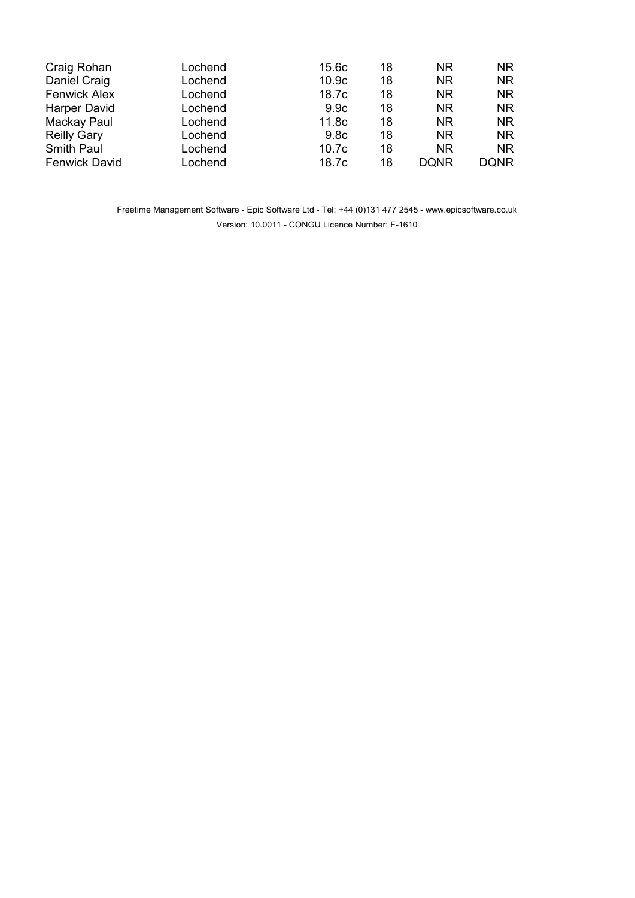| | | | | | |
|---|---|---|---|---|---|
| Craig Rohan | Lochend | 15.6c | 18 | NR | NR |
| Daniel Craig | Lochend | 10.9c | 18 | NR | NR |
| Fenwick Alex | Lochend | 18.7c | 18 | NR | NR |
| Harper David | Lochend | 9.9c | 18 | NR | NR |
| Mackay Paul | Lochend | 11.8c | 18 | NR | NR |
| Reilly Gary | Lochend | 9.8c | 18 | NR | NR |
| Smith Paul | Lochend | 10.7c | 18 | NR | NR |
| Fenwick David | Lochend | 18.7c | 18 | DQNR | DQNR |

Freetime Management Software - Epic Software Ltd - Tel: +44 (0)131 477 2545 - www.epicsoftware.co.uk

Version: 10.0011 - CONGU Licence Number: F-1610